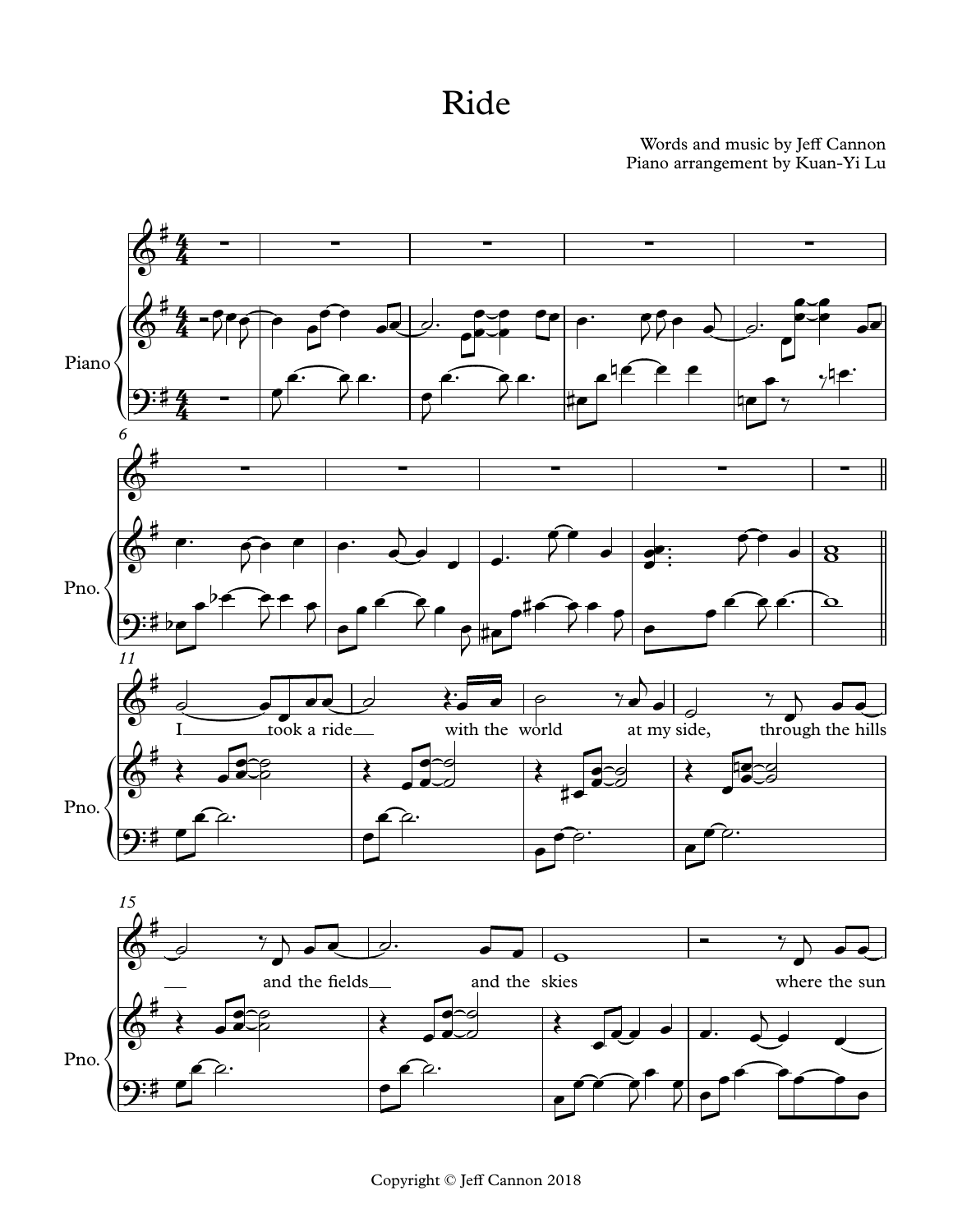# Ride

Words and music by Jeff Cannon
Piano arrangement by Kuan-Yi Lu

I took a ride with the world at my side, through the hills and the fields and the skies where the sun

Copyright © Jeff Cannon 2018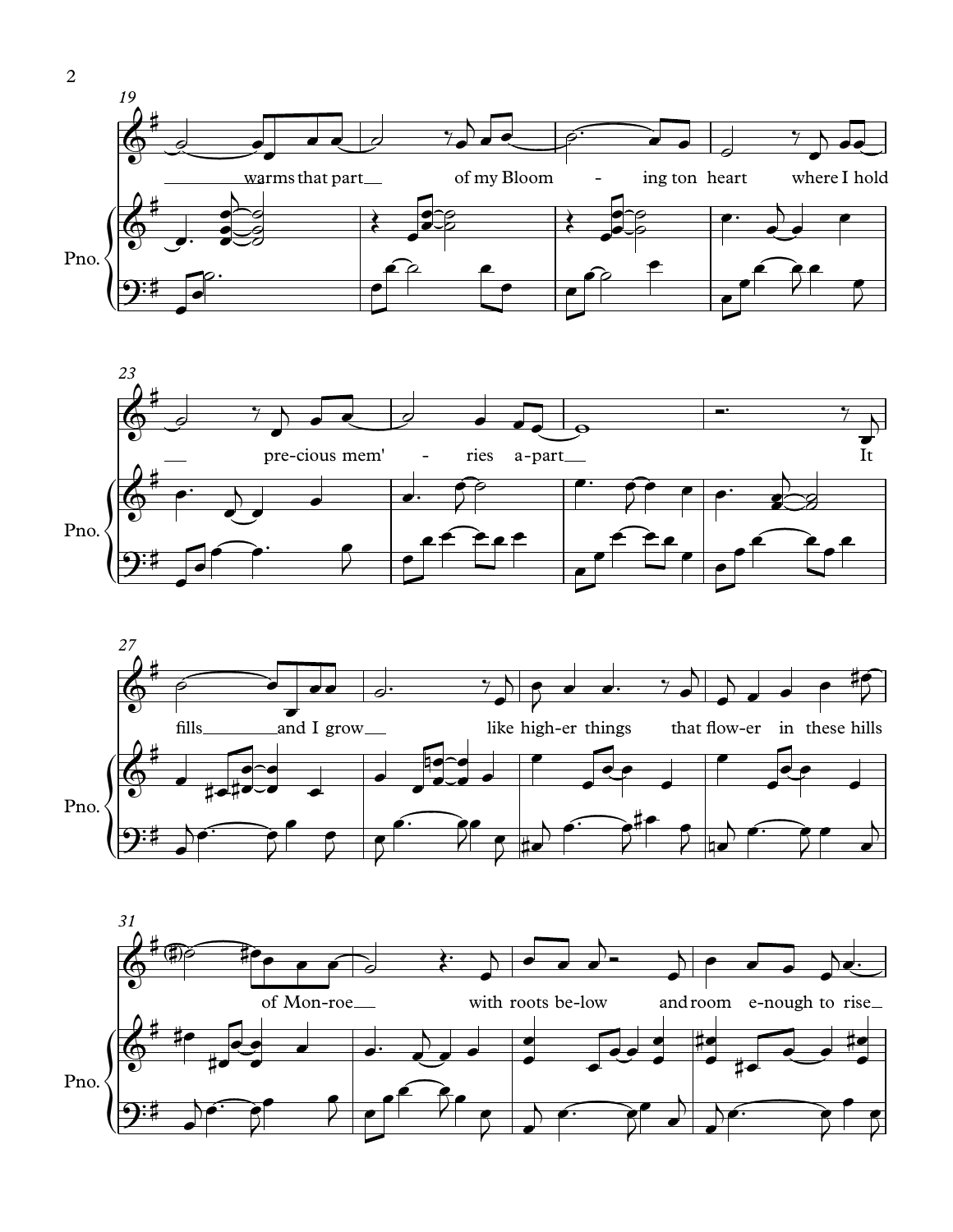warms that part of my Bloom - ing ton heart where I hold

precious mem' - ries a-part It

fills and I grow like high-er things that flow-er in these hills

of Mon-roe with roots be-low and room e-nough to rise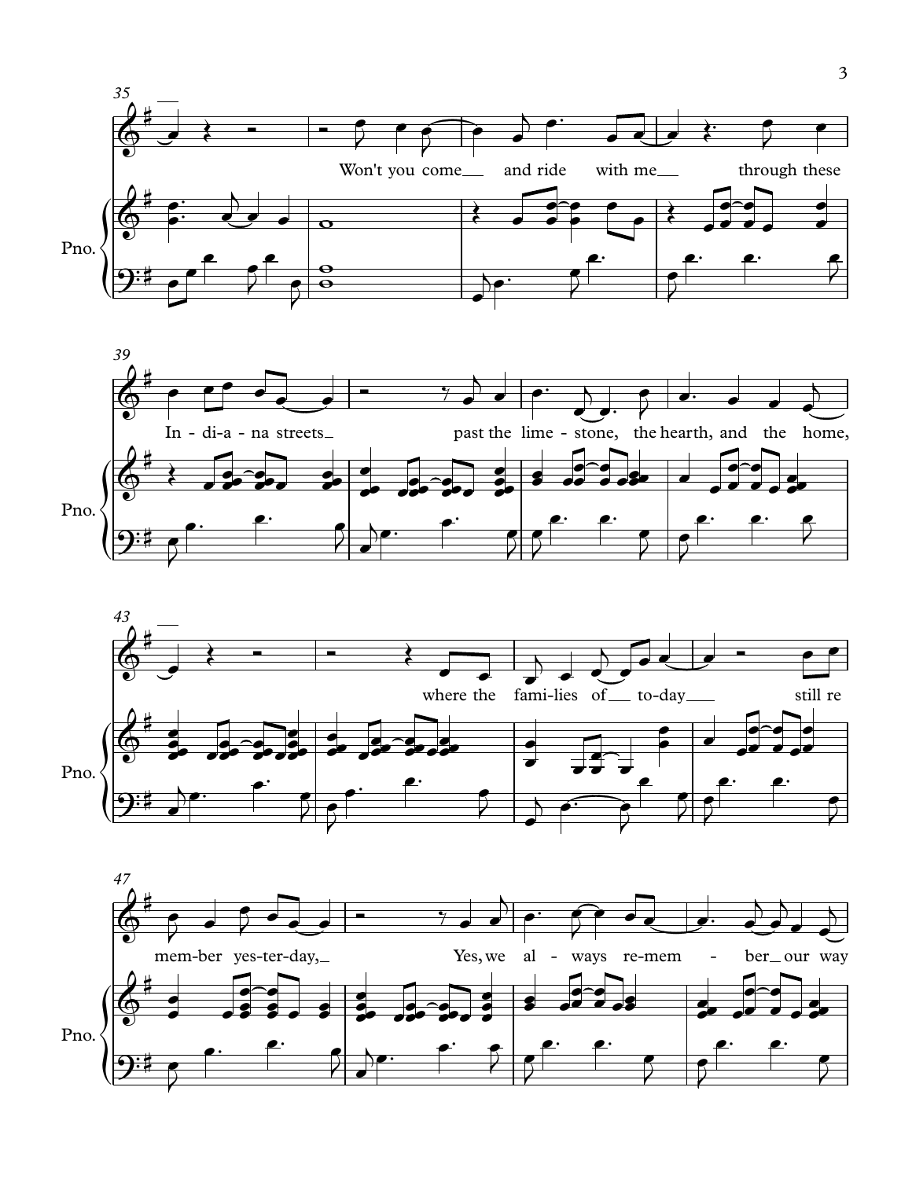35

Won't you come and ride with me through these

Pno.

39

In - di - a - na streets past the lime - stone, the hearth, and the home,

Pno.

43

where the fami - lies of to - day still re

Pno.

47

mem - ber yes - ter - day, Yes, we al - ways re - mem - ber our way

Pno.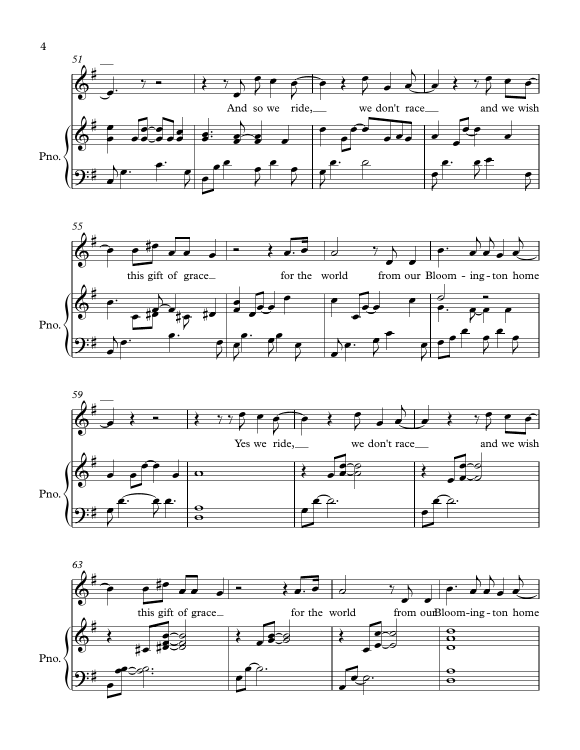And so we ride, we don't race and we wish this gift of grace for the world from our Bloom - ing - ton home

Yes we ride, we don't race and we wish this gift of grace for the world from our Bloom-ing - ton home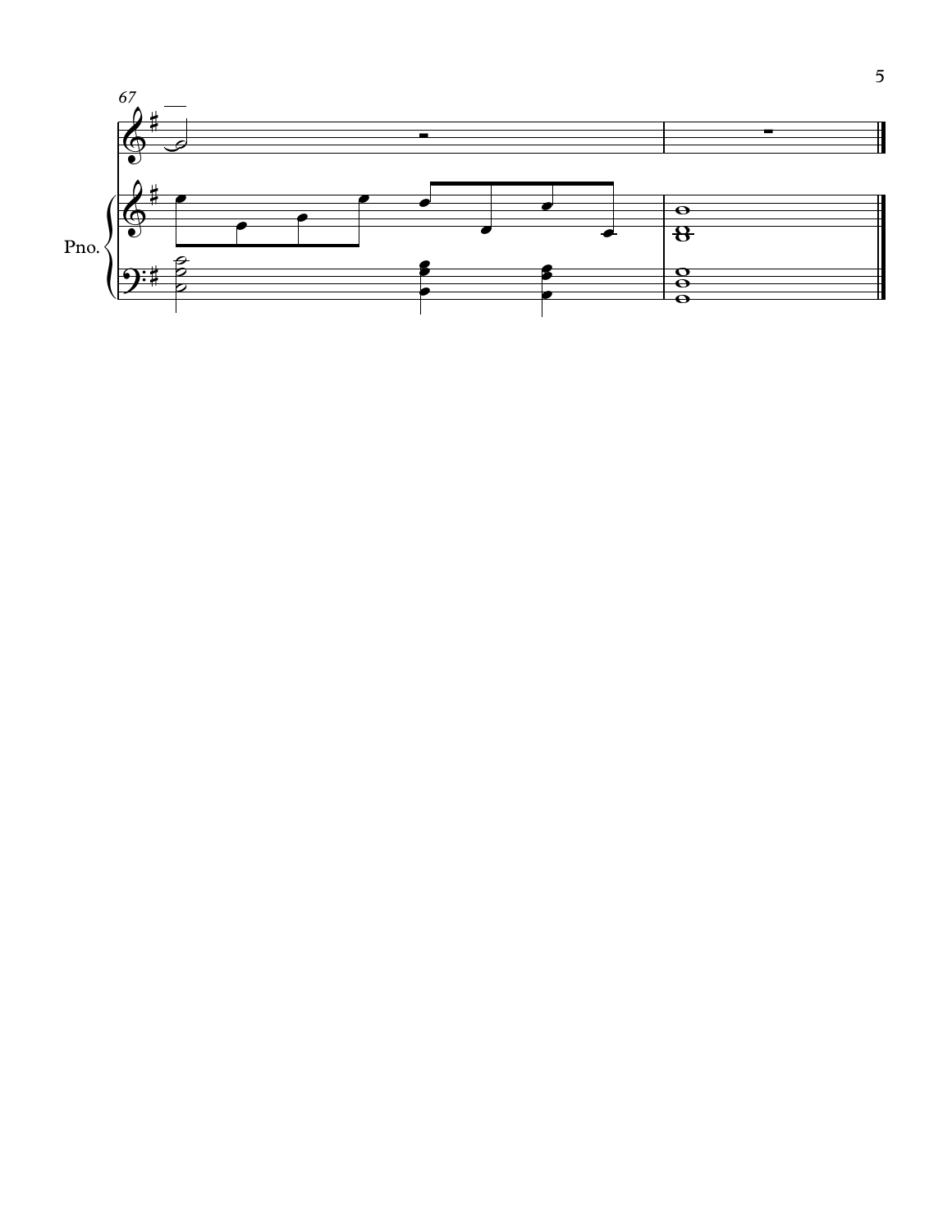67

Pno.